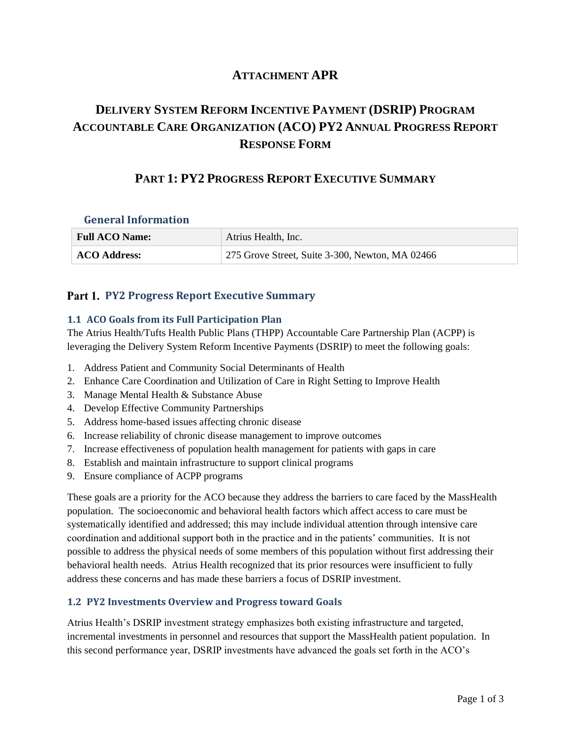# ATTACHMENT APR

# DELIVERY SYSTEM REFORM INCENTIVE PAYMENT (DSRIP) PROGRAM ACCOUNTABLE CARE ORGANIZATION (ACO) PY2 ANNUAL PROGRESS REPORT RESPONSE FORM

## PART 1: PY2 PROGRESS REPORT EXECUTIVE SUMMARY

### General Information

| Full ACO Name: | Atrius Health, Inc. |
|---|---|
| ACO Address: | 275 Grove Street, Suite 3-300, Newton, MA 02466 |

## Part 1. PY2 Progress Report Executive Summary

### 1.1 ACO Goals from its Full Participation Plan

The Atrius Health/Tufts Health Public Plans (THPP) Accountable Care Partnership Plan (ACPP) is leveraging the Delivery System Reform Incentive Payments (DSRIP) to meet the following goals:

1. Address Patient and Community Social Determinants of Health
2. Enhance Care Coordination and Utilization of Care in Right Setting to Improve Health
3. Manage Mental Health & Substance Abuse
4. Develop Effective Community Partnerships
5. Address home-based issues affecting chronic disease
6. Increase reliability of chronic disease management to improve outcomes
7. Increase effectiveness of population health management for patients with gaps in care
8. Establish and maintain infrastructure to support clinical programs
9. Ensure compliance of ACPP programs

These goals are a priority for the ACO because they address the barriers to care faced by the MassHealth population. The socioeconomic and behavioral health factors which affect access to care must be systematically identified and addressed; this may include individual attention through intensive care coordination and additional support both in the practice and in the patients' communities. It is not possible to address the physical needs of some members of this population without first addressing their behavioral health needs. Atrius Health recognized that its prior resources were insufficient to fully address these concerns and has made these barriers a focus of DSRIP investment.

### 1.2 PY2 Investments Overview and Progress toward Goals

Atrius Health's DSRIP investment strategy emphasizes both existing infrastructure and targeted, incremental investments in personnel and resources that support the MassHealth patient population. In this second performance year, DSRIP investments have advanced the goals set forth in the ACO's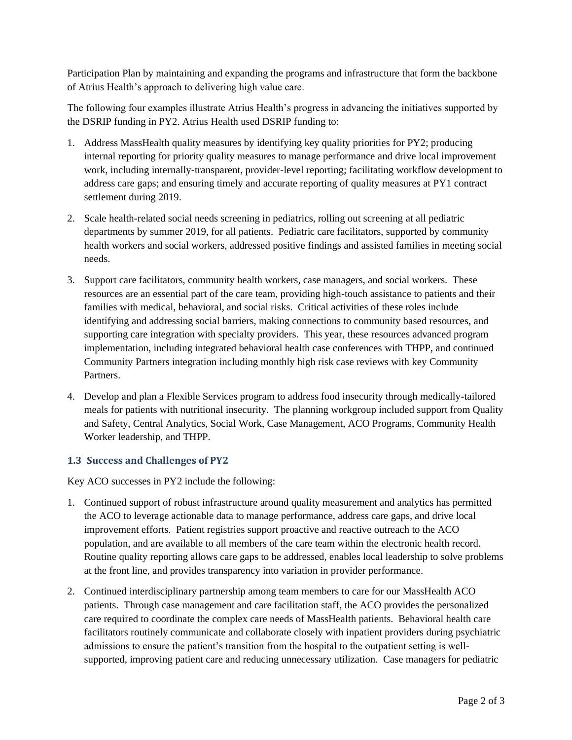Participation Plan by maintaining and expanding the programs and infrastructure that form the backbone of Atrius Health's approach to delivering high value care.

The following four examples illustrate Atrius Health's progress in advancing the initiatives supported by the DSRIP funding in PY2. Atrius Health used DSRIP funding to:

1. Address MassHealth quality measures by identifying key quality priorities for PY2; producing internal reporting for priority quality measures to manage performance and drive local improvement work, including internally-transparent, provider-level reporting; facilitating workflow development to address care gaps; and ensuring timely and accurate reporting of quality measures at PY1 contract settlement during 2019.

2. Scale health-related social needs screening in pediatrics, rolling out screening at all pediatric departments by summer 2019, for all patients. Pediatric care facilitators, supported by community health workers and social workers, addressed positive findings and assisted families in meeting social needs.

3. Support care facilitators, community health workers, case managers, and social workers. These resources are an essential part of the care team, providing high-touch assistance to patients and their families with medical, behavioral, and social risks. Critical activities of these roles include identifying and addressing social barriers, making connections to community based resources, and supporting care integration with specialty providers. This year, these resources advanced program implementation, including integrated behavioral health case conferences with THPP, and continued Community Partners integration including monthly high risk case reviews with key Community Partners.

4. Develop and plan a Flexible Services program to address food insecurity through medically-tailored meals for patients with nutritional insecurity. The planning workgroup included support from Quality and Safety, Central Analytics, Social Work, Case Management, ACO Programs, Community Health Worker leadership, and THPP.

### 1.3 Success and Challenges of PY2

Key ACO successes in PY2 include the following:

1. Continued support of robust infrastructure around quality measurement and analytics has permitted the ACO to leverage actionable data to manage performance, address care gaps, and drive local improvement efforts. Patient registries support proactive and reactive outreach to the ACO population, and are available to all members of the care team within the electronic health record. Routine quality reporting allows care gaps to be addressed, enables local leadership to solve problems at the front line, and provides transparency into variation in provider performance.

2. Continued interdisciplinary partnership among team members to care for our MassHealth ACO patients. Through case management and care facilitation staff, the ACO provides the personalized care required to coordinate the complex care needs of MassHealth patients. Behavioral health care facilitators routinely communicate and collaborate closely with inpatient providers during psychiatric admissions to ensure the patient's transition from the hospital to the outpatient setting is well-supported, improving patient care and reducing unnecessary utilization. Case managers for pediatric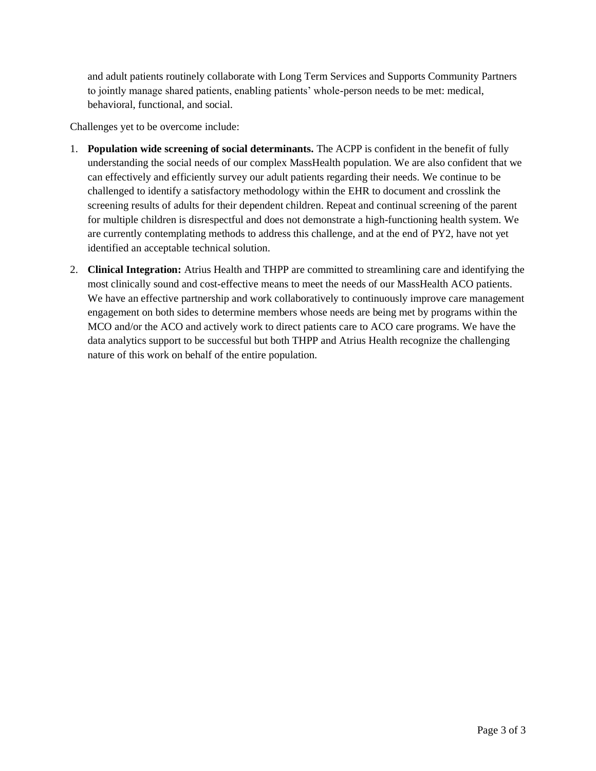and adult patients routinely collaborate with Long Term Services and Supports Community Partners to jointly manage shared patients, enabling patients' whole-person needs to be met: medical, behavioral, functional, and social.

Challenges yet to be overcome include:

1. **Population wide screening of social determinants.** The ACPP is confident in the benefit of fully understanding the social needs of our complex MassHealth population. We are also confident that we can effectively and efficiently survey our adult patients regarding their needs. We continue to be challenged to identify a satisfactory methodology within the EHR to document and crosslink the screening results of adults for their dependent children. Repeat and continual screening of the parent for multiple children is disrespectful and does not demonstrate a high-functioning health system. We are currently contemplating methods to address this challenge, and at the end of PY2, have not yet identified an acceptable technical solution.

2. **Clinical Integration:** Atrius Health and THPP are committed to streamlining care and identifying the most clinically sound and cost-effective means to meet the needs of our MassHealth ACO patients. We have an effective partnership and work collaboratively to continuously improve care management engagement on both sides to determine members whose needs are being met by programs within the MCO and/or the ACO and actively work to direct patients care to ACO care programs. We have the data analytics support to be successful but both THPP and Atrius Health recognize the challenging nature of this work on behalf of the entire population.